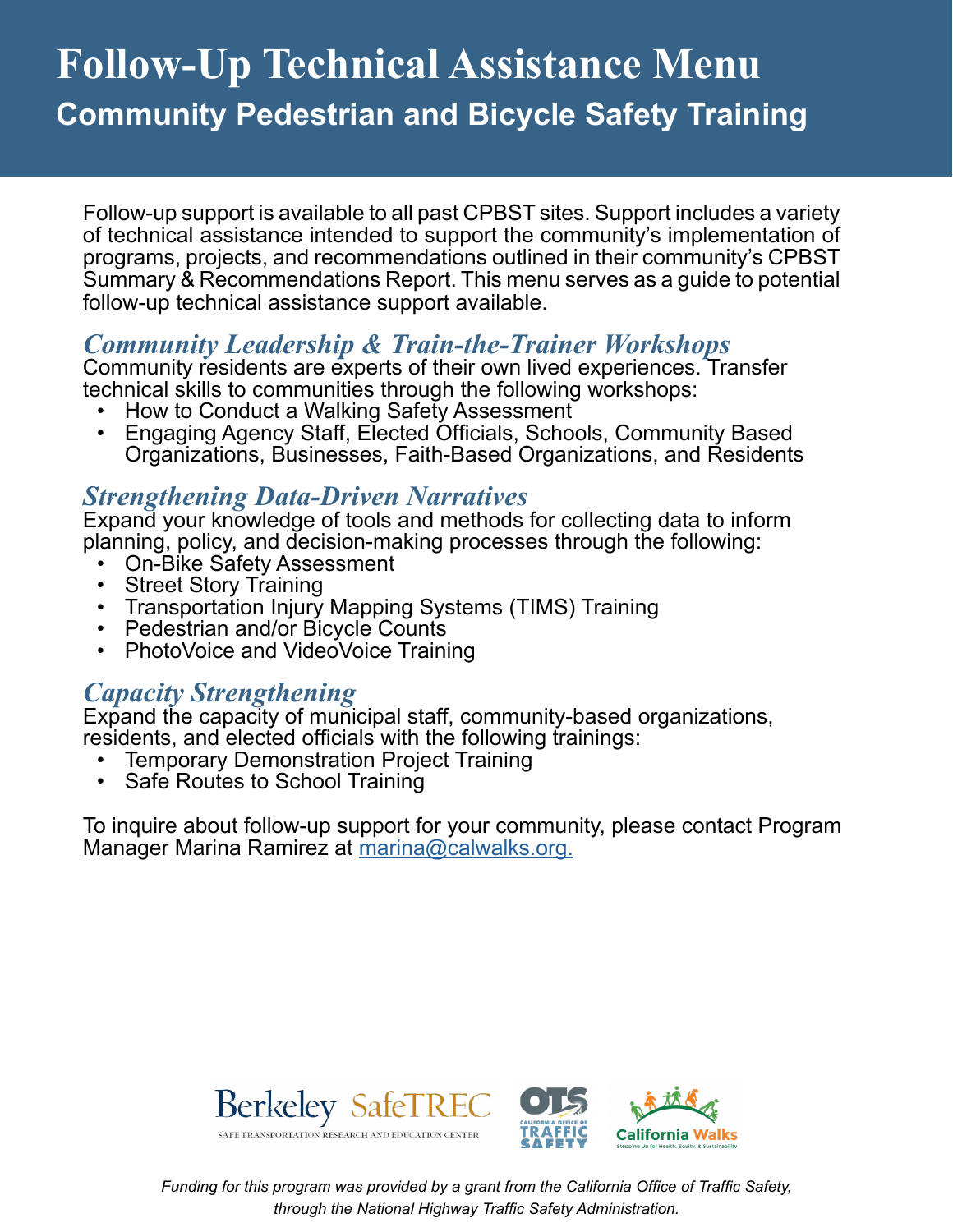# Follow-Up Technical Assistance Menu

## Community Pedestrian and Bicycle Safety Training

Follow-up support is available to all past CPBST sites. Support includes a variety of technical assistance intended to support the community's implementation of programs, projects, and recommendations outlined in their community's CPBST Summary & Recommendations Report. This menu serves as a guide to potential follow-up technical assistance support available.

### *Community Leadership & Train-the-Trainer Workshops*

Community residents are experts of their own lived experiences. Transfer technical skills to communities through the following workshops:

- How to Conduct a Walking Safety Assessment
- Engaging Agency Staff, Elected Officials, Schools, Community Based Organizations, Businesses, Faith-Based Organizations, and Residents

### *Strengthening Data-Driven Narratives*

Expand your knowledge of tools and methods for collecting data to inform planning, policy, and decision-making processes through the following:

- On-Bike Safety Assessment
- Street Story Training
- Transportation Injury Mapping Systems (TIMS) Training
- Pedestrian and/or Bicycle Counts
- PhotoVoice and VideoVoice Training

### *Capacity Strengthening*

Expand the capacity of municipal staff, community-based organizations, residents, and elected officials with the following trainings:

- Temporary Demonstration Project Training
- Safe Routes to School Training

To inquire about follow-up support for your community, please contact Program Manager Marina Ramirez at marina@calwalks.org.

Berkeley SafeTREC — Safe Transportation Research and Education Center | OTS California Office of Traffic Safety | California Walks — Stepping Up for Health, Equity, & Sustainability

*Funding for this program was provided by a grant from the California Office of Traffic Safety, through the National Highway Traffic Safety Administration.*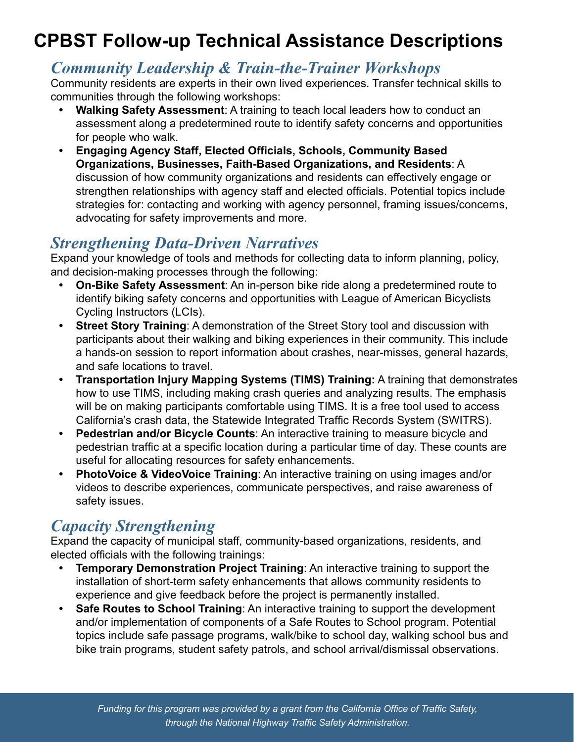# CPBST Follow-up Technical Assistance Descriptions

## *Community Leadership & Train-the-Trainer Workshops*

Community residents are experts in their own lived experiences. Transfer technical skills to communities through the following workshops:

- **Walking Safety Assessment**: A training to teach local leaders how to conduct an assessment along a predetermined route to identify safety concerns and opportunities for people who walk.
- **Engaging Agency Staff, Elected Officials, Schools, Community Based Organizations, Businesses, Faith-Based Organizations, and Residents**: A discussion of how community organizations and residents can effectively engage or strengthen relationships with agency staff and elected officials. Potential topics include strategies for: contacting and working with agency personnel, framing issues/concerns, advocating for safety improvements and more.

## *Strengthening Data-Driven Narratives*

Expand your knowledge of tools and methods for collecting data to inform planning, policy, and decision-making processes through the following:

- **On-Bike Safety Assessment**: An in-person bike ride along a predetermined route to identify biking safety concerns and opportunities with League of American Bicyclists Cycling Instructors (LCIs).
- **Street Story Training**: A demonstration of the Street Story tool and discussion with participants about their walking and biking experiences in their community. This include a hands-on session to report information about crashes, near-misses, general hazards, and safe locations to travel.
- **Transportation Injury Mapping Systems (TIMS) Training:** A training that demonstrates how to use TIMS, including making crash queries and analyzing results. The emphasis will be on making participants comfortable using TIMS. It is a free tool used to access California's crash data, the Statewide Integrated Traffic Records System (SWITRS).
- **Pedestrian and/or Bicycle Counts**: An interactive training to measure bicycle and pedestrian traffic at a specific location during a particular time of day. These counts are useful for allocating resources for safety enhancements.
- **PhotoVoice & VideoVoice Training**: An interactive training on using images and/or videos to describe experiences, communicate perspectives, and raise awareness of safety issues.

## *Capacity Strengthening*

Expand the capacity of municipal staff, community-based organizations, residents, and elected officials with the following trainings:

- **Temporary Demonstration Project Training**: An interactive training to support the installation of short-term safety enhancements that allows community residents to experience and give feedback before the project is permanently installed.
- **Safe Routes to School Training**: An interactive training to support the development and/or implementation of components of a Safe Routes to School program. Potential topics include safe passage programs, walk/bike to school day, walking school bus and bike train programs, student safety patrols, and school arrival/dismissal observations.

*Funding for this program was provided by a grant from the California Office of Traffic Safety, through the National Highway Traffic Safety Administration.*